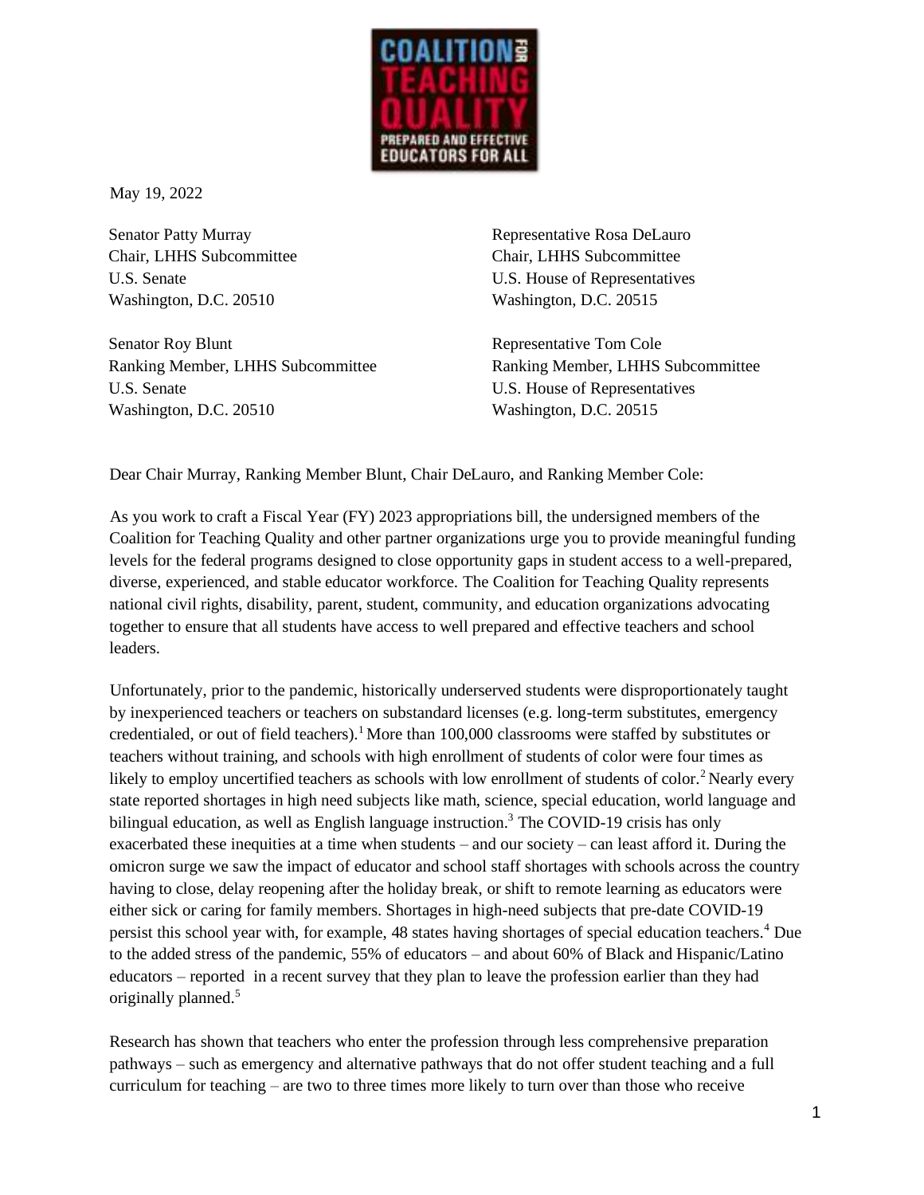May 19, 2022

Senator Patty Murray
Chair, LHHS Subcommittee
U.S. Senate
Washington, D.C. 20510

Representative Rosa DeLauro
Chair, LHHS Subcommittee
U.S. House of Representatives
Washington, D.C. 20515

Senator Roy Blunt
Ranking Member, LHHS Subcommittee
U.S. Senate
Washington, D.C. 20510

Representative Tom Cole
Ranking Member, LHHS Subcommittee
U.S. House of Representatives
Washington, D.C. 20515

Dear Chair Murray, Ranking Member Blunt, Chair DeLauro, and Ranking Member Cole:

As you work to craft a Fiscal Year (FY) 2023 appropriations bill, the undersigned members of the Coalition for Teaching Quality and other partner organizations urge you to provide meaningful funding levels for the federal programs designed to close opportunity gaps in student access to a well-prepared, diverse, experienced, and stable educator workforce. The Coalition for Teaching Quality represents national civil rights, disability, parent, student, community, and education organizations advocating together to ensure that all students have access to well prepared and effective teachers and school leaders.

Unfortunately, prior to the pandemic, historically underserved students were disproportionately taught by inexperienced teachers or teachers on substandard licenses (e.g. long-term substitutes, emergency credentialed, or out of field teachers).[1] More than 100,000 classrooms were staffed by substitutes or teachers without training, and schools with high enrollment of students of color were four times as likely to employ uncertified teachers as schools with low enrollment of students of color.[2] Nearly every state reported shortages in high need subjects like math, science, special education, world language and bilingual education, as well as English language instruction.[3] The COVID-19 crisis has only exacerbated these inequities at a time when students – and our society – can least afford it. During the omicron surge we saw the impact of educator and school staff shortages with schools across the country having to close, delay reopening after the holiday break, or shift to remote learning as educators were either sick or caring for family members. Shortages in high-need subjects that pre-date COVID-19 persist this school year with, for example, 48 states having shortages of special education teachers.[4] Due to the added stress of the pandemic, 55% of educators – and about 60% of Black and Hispanic/Latino educators – reported in a recent survey that they plan to leave the profession earlier than they had originally planned.[5]

Research has shown that teachers who enter the profession through less comprehensive preparation pathways – such as emergency and alternative pathways that do not offer student teaching and a full curriculum for teaching – are two to three times more likely to turn over than those who receive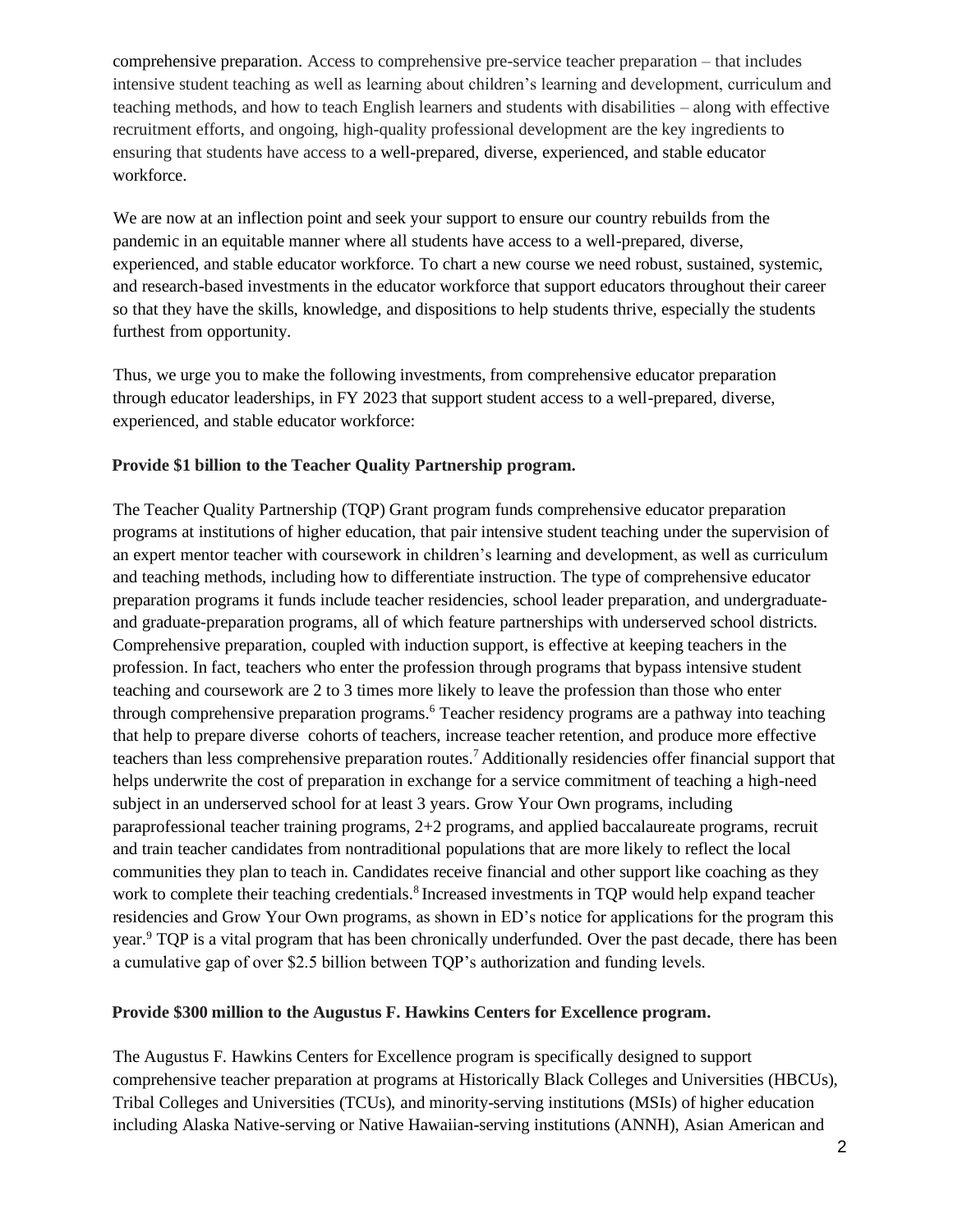comprehensive preparation. Access to comprehensive pre-service teacher preparation – that includes intensive student teaching as well as learning about children's learning and development, curriculum and teaching methods, and how to teach English learners and students with disabilities – along with effective recruitment efforts, and ongoing, high-quality professional development are the key ingredients to ensuring that students have access to a well-prepared, diverse, experienced, and stable educator workforce.

We are now at an inflection point and seek your support to ensure our country rebuilds from the pandemic in an equitable manner where all students have access to a well-prepared, diverse, experienced, and stable educator workforce. To chart a new course we need robust, sustained, systemic, and research-based investments in the educator workforce that support educators throughout their career so that they have the skills, knowledge, and dispositions to help students thrive, especially the students furthest from opportunity.

Thus, we urge you to make the following investments, from comprehensive educator preparation through educator leaderships, in FY 2023 that support student access to a well-prepared, diverse, experienced, and stable educator workforce:

**Provide $1 billion to the Teacher Quality Partnership program.**

The Teacher Quality Partnership (TQP) Grant program funds comprehensive educator preparation programs at institutions of higher education, that pair intensive student teaching under the supervision of an expert mentor teacher with coursework in children's learning and development, as well as curriculum and teaching methods, including how to differentiate instruction. The type of comprehensive educator preparation programs it funds include teacher residencies, school leader preparation, and undergraduate- and graduate-preparation programs, all of which feature partnerships with underserved school districts. Comprehensive preparation, coupled with induction support, is effective at keeping teachers in the profession. In fact, teachers who enter the profession through programs that bypass intensive student teaching and coursework are 2 to 3 times more likely to leave the profession than those who enter through comprehensive preparation programs.[6] Teacher residency programs are a pathway into teaching that help to prepare diverse cohorts of teachers, increase teacher retention, and produce more effective teachers than less comprehensive preparation routes.[7] Additionally residencies offer financial support that helps underwrite the cost of preparation in exchange for a service commitment of teaching a high-need subject in an underserved school for at least 3 years. Grow Your Own programs, including paraprofessional teacher training programs, 2+2 programs, and applied baccalaureate programs, recruit and train teacher candidates from nontraditional populations that are more likely to reflect the local communities they plan to teach in. Candidates receive financial and other support like coaching as they work to complete their teaching credentials.[8] Increased investments in TQP would help expand teacher residencies and Grow Your Own programs, as shown in ED's notice for applications for the program this year.[9] TQP is a vital program that has been chronically underfunded. Over the past decade, there has been a cumulative gap of over $2.5 billion between TQP's authorization and funding levels.

**Provide $300 million to the Augustus F. Hawkins Centers for Excellence program.**

The Augustus F. Hawkins Centers for Excellence program is specifically designed to support comprehensive teacher preparation at programs at Historically Black Colleges and Universities (HBCUs), Tribal Colleges and Universities (TCUs), and minority-serving institutions (MSIs) of higher education including Alaska Native-serving or Native Hawaiian-serving institutions (ANNH), Asian American and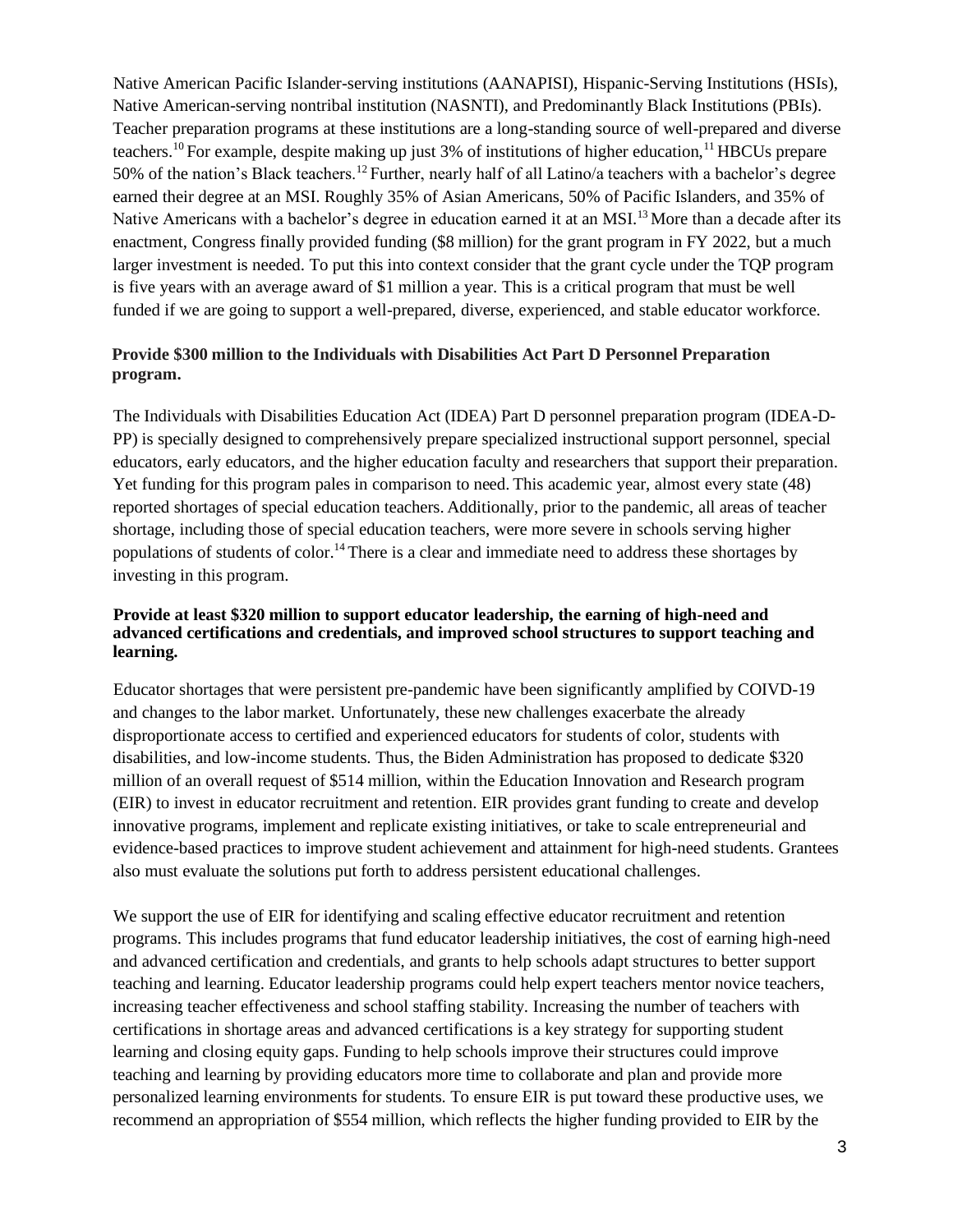Native American Pacific Islander-serving institutions (AANAPISI), Hispanic-Serving Institutions (HSIs), Native American-serving nontribal institution (NASNTI), and Predominantly Black Institutions (PBIs). Teacher preparation programs at these institutions are a long-standing source of well-prepared and diverse teachers.[10] For example, despite making up just 3% of institutions of higher education,[11] HBCUs prepare 50% of the nation's Black teachers.[12] Further, nearly half of all Latino/a teachers with a bachelor's degree earned their degree at an MSI. Roughly 35% of Asian Americans, 50% of Pacific Islanders, and 35% of Native Americans with a bachelor's degree in education earned it at an MSI.[13] More than a decade after its enactment, Congress finally provided funding ($8 million) for the grant program in FY 2022, but a much larger investment is needed. To put this into context consider that the grant cycle under the TQP program is five years with an average award of $1 million a year. This is a critical program that must be well funded if we are going to support a well-prepared, diverse, experienced, and stable educator workforce.

**Provide $300 million to the Individuals with Disabilities Act Part D Personnel Preparation program.**

The Individuals with Disabilities Education Act (IDEA) Part D personnel preparation program (IDEA-D-PP) is specially designed to comprehensively prepare specialized instructional support personnel, special educators, early educators, and the higher education faculty and researchers that support their preparation. Yet funding for this program pales in comparison to need. This academic year, almost every state (48) reported shortages of special education teachers. Additionally, prior to the pandemic, all areas of teacher shortage, including those of special education teachers, were more severe in schools serving higher populations of students of color.[14] There is a clear and immediate need to address these shortages by investing in this program.

**Provide at least $320 million to support educator leadership, the earning of high-need and advanced certifications and credentials, and improved school structures to support teaching and learning.**

Educator shortages that were persistent pre-pandemic have been significantly amplified by COIVD-19 and changes to the labor market. Unfortunately, these new challenges exacerbate the already disproportionate access to certified and experienced educators for students of color, students with disabilities, and low-income students. Thus, the Biden Administration has proposed to dedicate $320 million of an overall request of $514 million, within the Education Innovation and Research program (EIR) to invest in educator recruitment and retention. EIR provides grant funding to create and develop innovative programs, implement and replicate existing initiatives, or take to scale entrepreneurial and evidence-based practices to improve student achievement and attainment for high-need students. Grantees also must evaluate the solutions put forth to address persistent educational challenges.

We support the use of EIR for identifying and scaling effective educator recruitment and retention programs. This includes programs that fund educator leadership initiatives, the cost of earning high-need and advanced certification and credentials, and grants to help schools adapt structures to better support teaching and learning. Educator leadership programs could help expert teachers mentor novice teachers, increasing teacher effectiveness and school staffing stability. Increasing the number of teachers with certifications in shortage areas and advanced certifications is a key strategy for supporting student learning and closing equity gaps. Funding to help schools improve their structures could improve teaching and learning by providing educators more time to collaborate and plan and provide more personalized learning environments for students. To ensure EIR is put toward these productive uses, we recommend an appropriation of $554 million, which reflects the higher funding provided to EIR by the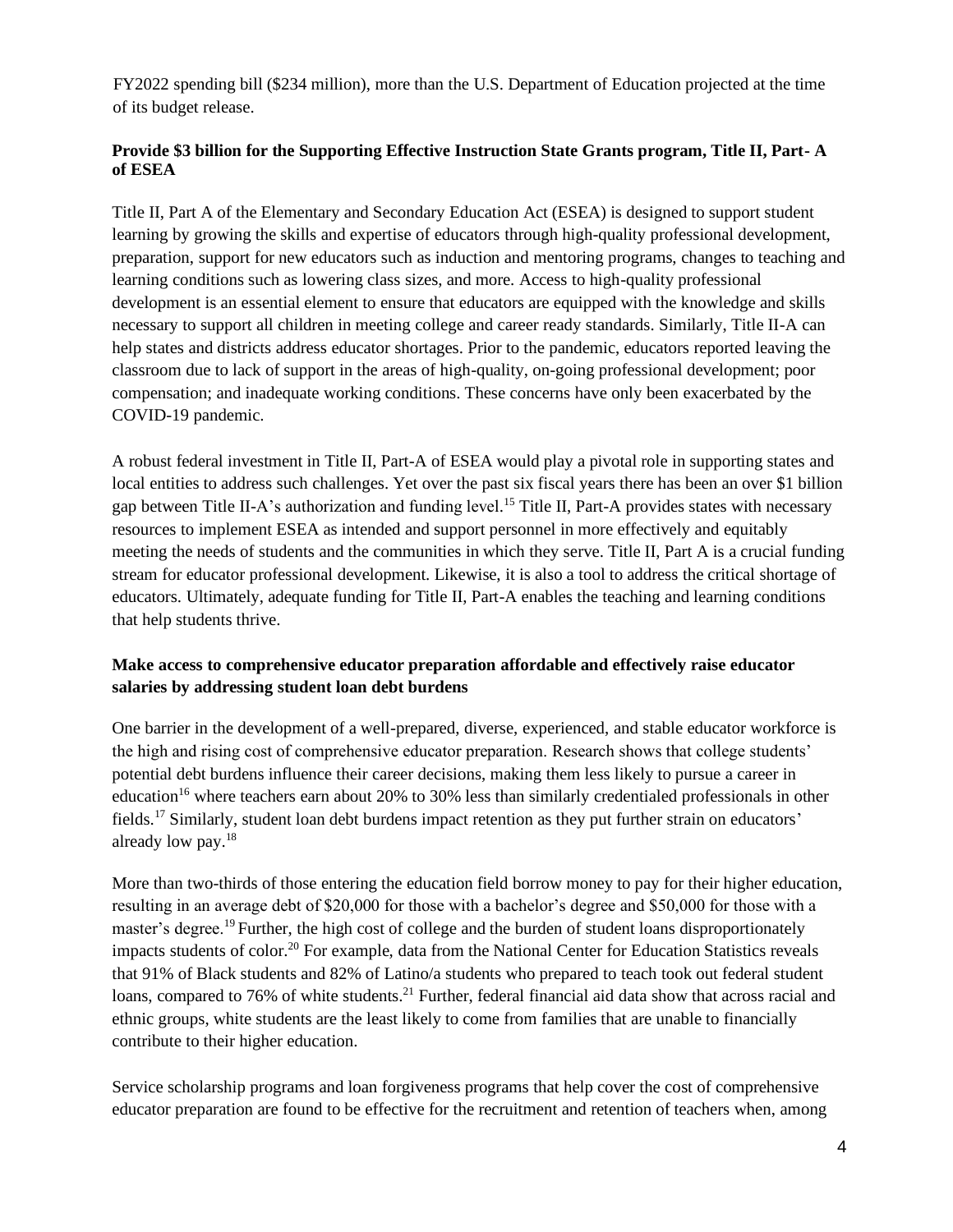FY2022 spending bill ($234 million), more than the U.S. Department of Education projected at the time of its budget release.

**Provide $3 billion for the Supporting Effective Instruction State Grants program, Title II, Part- A of ESEA**

Title II, Part A of the Elementary and Secondary Education Act (ESEA) is designed to support student learning by growing the skills and expertise of educators through high-quality professional development, preparation, support for new educators such as induction and mentoring programs, changes to teaching and learning conditions such as lowering class sizes, and more. Access to high-quality professional development is an essential element to ensure that educators are equipped with the knowledge and skills necessary to support all children in meeting college and career ready standards. Similarly, Title II-A can help states and districts address educator shortages. Prior to the pandemic, educators reported leaving the classroom due to lack of support in the areas of high-quality, on-going professional development; poor compensation; and inadequate working conditions. These concerns have only been exacerbated by the COVID-19 pandemic.

A robust federal investment in Title II, Part-A of ESEA would play a pivotal role in supporting states and local entities to address such challenges. Yet over the past six fiscal years there has been an over $1 billion gap between Title II-A's authorization and funding level.[15] Title II, Part-A provides states with necessary resources to implement ESEA as intended and support personnel in more effectively and equitably meeting the needs of students and the communities in which they serve. Title II, Part A is a crucial funding stream for educator professional development. Likewise, it is also a tool to address the critical shortage of educators. Ultimately, adequate funding for Title II, Part-A enables the teaching and learning conditions that help students thrive.

**Make access to comprehensive educator preparation affordable and effectively raise educator salaries by addressing student loan debt burdens**

One barrier in the development of a well-prepared, diverse, experienced, and stable educator workforce is the high and rising cost of comprehensive educator preparation. Research shows that college students' potential debt burdens influence their career decisions, making them less likely to pursue a career in education[16] where teachers earn about 20% to 30% less than similarly credentialed professionals in other fields.[17] Similarly, student loan debt burdens impact retention as they put further strain on educators' already low pay.[18]

More than two-thirds of those entering the education field borrow money to pay for their higher education, resulting in an average debt of $20,000 for those with a bachelor's degree and $50,000 for those with a master's degree.[19] Further, the high cost of college and the burden of student loans disproportionately impacts students of color.[20] For example, data from the National Center for Education Statistics reveals that 91% of Black students and 82% of Latino/a students who prepared to teach took out federal student loans, compared to 76% of white students.[21] Further, federal financial aid data show that across racial and ethnic groups, white students are the least likely to come from families that are unable to financially contribute to their higher education.

Service scholarship programs and loan forgiveness programs that help cover the cost of comprehensive educator preparation are found to be effective for the recruitment and retention of teachers when, among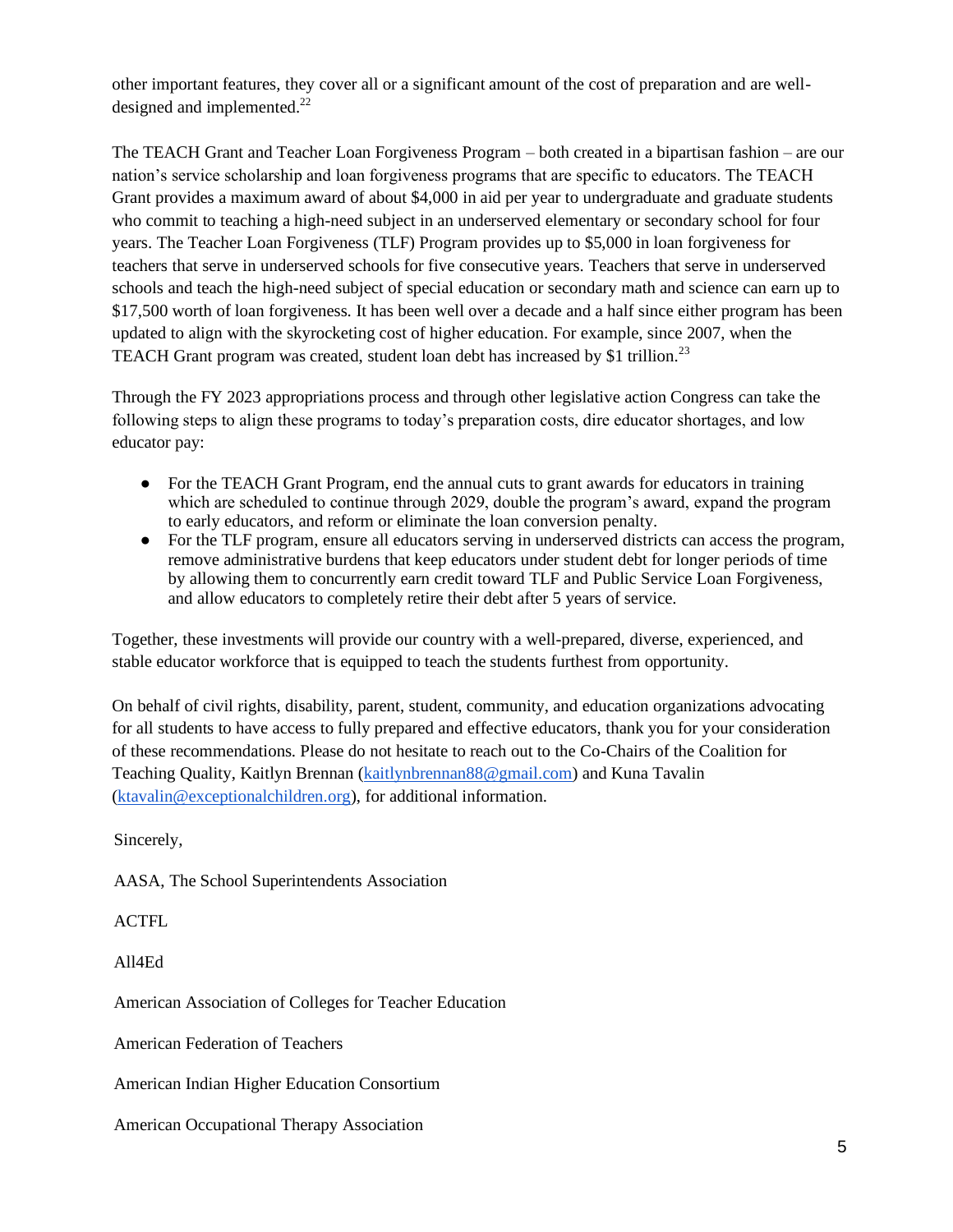other important features, they cover all or a significant amount of the cost of preparation and are well-designed and implemented.[22]

The TEACH Grant and Teacher Loan Forgiveness Program – both created in a bipartisan fashion – are our nation's service scholarship and loan forgiveness programs that are specific to educators. The TEACH Grant provides a maximum award of about $4,000 in aid per year to undergraduate and graduate students who commit to teaching a high-need subject in an underserved elementary or secondary school for four years. The Teacher Loan Forgiveness (TLF) Program provides up to $5,000 in loan forgiveness for teachers that serve in underserved schools for five consecutive years. Teachers that serve in underserved schools and teach the high-need subject of special education or secondary math and science can earn up to $17,500 worth of loan forgiveness. It has been well over a decade and a half since either program has been updated to align with the skyrocketing cost of higher education. For example, since 2007, when the TEACH Grant program was created, student loan debt has increased by $1 trillion.[23]

Through the FY 2023 appropriations process and through other legislative action Congress can take the following steps to align these programs to today's preparation costs, dire educator shortages, and low educator pay:

- For the TEACH Grant Program, end the annual cuts to grant awards for educators in training which are scheduled to continue through 2029, double the program's award, expand the program to early educators, and reform or eliminate the loan conversion penalty.
- For the TLF program, ensure all educators serving in underserved districts can access the program, remove administrative burdens that keep educators under student debt for longer periods of time by allowing them to concurrently earn credit toward TLF and Public Service Loan Forgiveness, and allow educators to completely retire their debt after 5 years of service.

Together, these investments will provide our country with a well-prepared, diverse, experienced, and stable educator workforce that is equipped to teach the students furthest from opportunity.

On behalf of civil rights, disability, parent, student, community, and education organizations advocating for all students to have access to fully prepared and effective educators, thank you for your consideration of these recommendations. Please do not hesitate to reach out to the Co-Chairs of the Coalition for Teaching Quality, Kaitlyn Brennan (kaitlynbrennan88@gmail.com) and Kuna Tavalin (ktavalin@exceptionalchildren.org), for additional information.

Sincerely,

AASA, The School Superintendents Association

ACTFL

All4Ed

American Association of Colleges for Teacher Education

American Federation of Teachers

American Indian Higher Education Consortium

American Occupational Therapy Association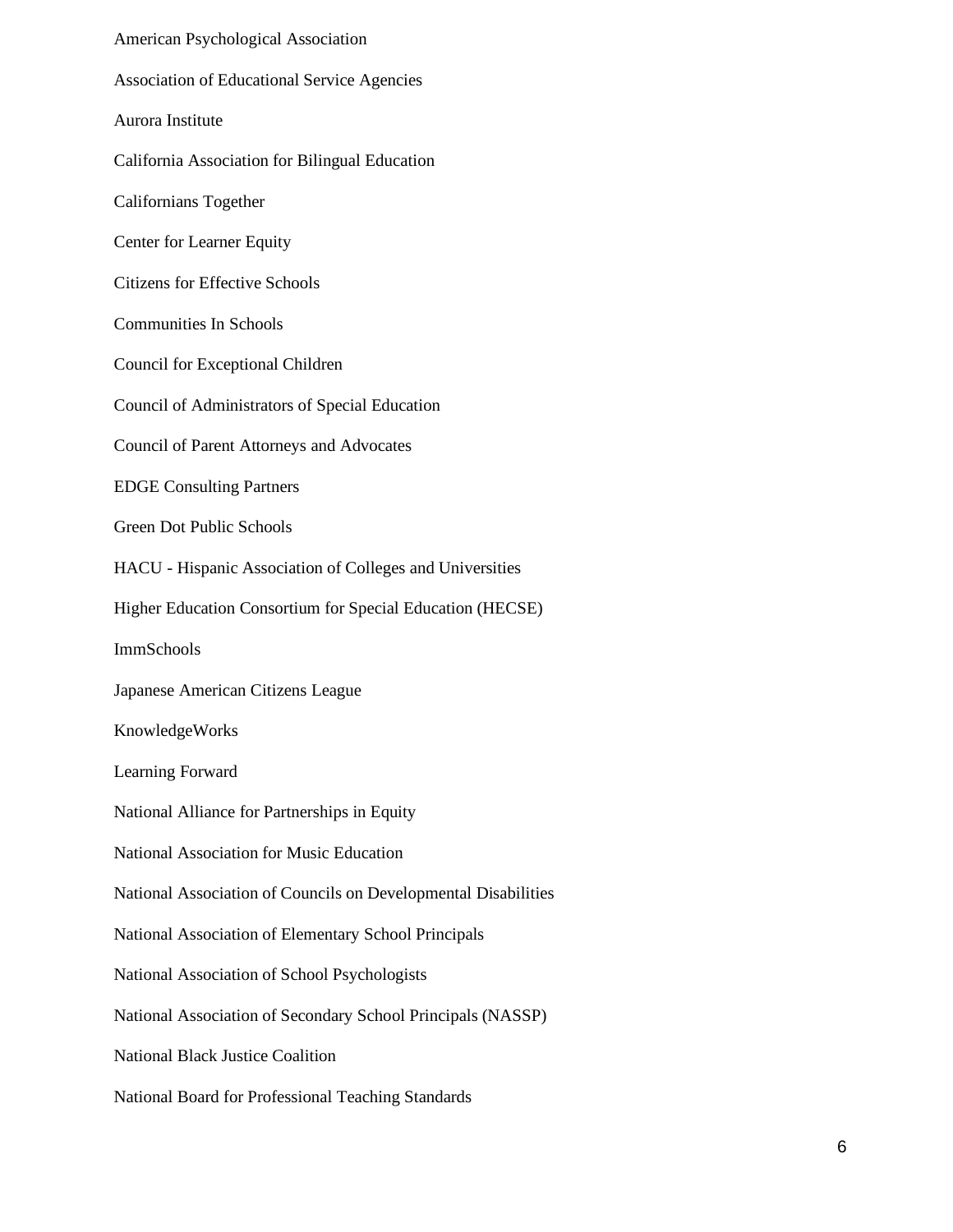American Psychological Association

Association of Educational Service Agencies

Aurora Institute

California Association for Bilingual Education

Californians Together

Center for Learner Equity

Citizens for Effective Schools

Communities In Schools

Council for Exceptional Children

Council of Administrators of Special Education

Council of Parent Attorneys and Advocates

EDGE Consulting Partners

Green Dot Public Schools

HACU - Hispanic Association of Colleges and Universities

Higher Education Consortium for Special Education (HECSE)

ImmSchools

Japanese American Citizens League

KnowledgeWorks

Learning Forward

National Alliance for Partnerships in Equity

National Association for Music Education

National Association of Councils on Developmental Disabilities

National Association of Elementary School Principals

National Association of School Psychologists

National Association of Secondary School Principals (NASSP)

National Black Justice Coalition

National Board for Professional Teaching Standards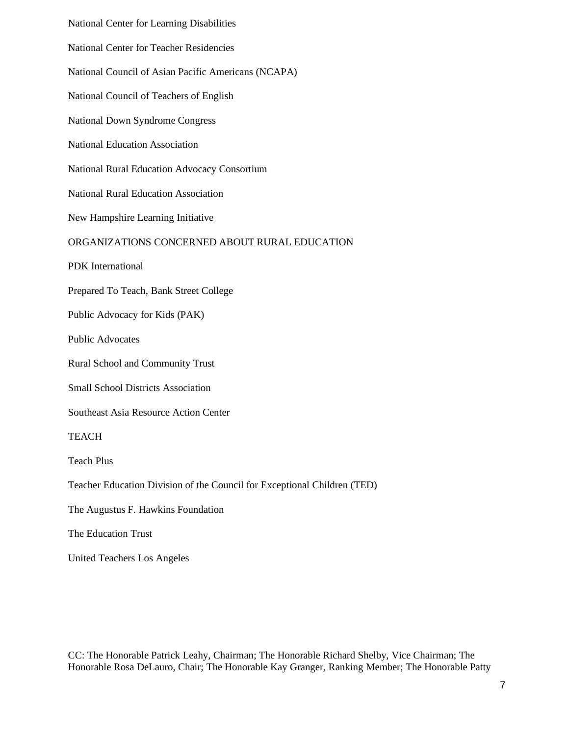National Center for Learning Disabilities

National Center for Teacher Residencies

National Council of Asian Pacific Americans (NCAPA)

National Council of Teachers of English

National Down Syndrome Congress

National Education Association

National Rural Education Advocacy Consortium

National Rural Education Association

New Hampshire Learning Initiative

ORGANIZATIONS CONCERNED ABOUT RURAL EDUCATION

PDK International

Prepared To Teach, Bank Street College

Public Advocacy for Kids (PAK)

Public Advocates

Rural School and Community Trust

Small School Districts Association

Southeast Asia Resource Action Center

TEACH

Teach Plus

Teacher Education Division of the Council for Exceptional Children (TED)

The Augustus F. Hawkins Foundation

The Education Trust

United Teachers Los Angeles

CC: The Honorable Patrick Leahy, Chairman; The Honorable Richard Shelby, Vice Chairman; The Honorable Rosa DeLauro, Chair; The Honorable Kay Granger, Ranking Member; The Honorable Patty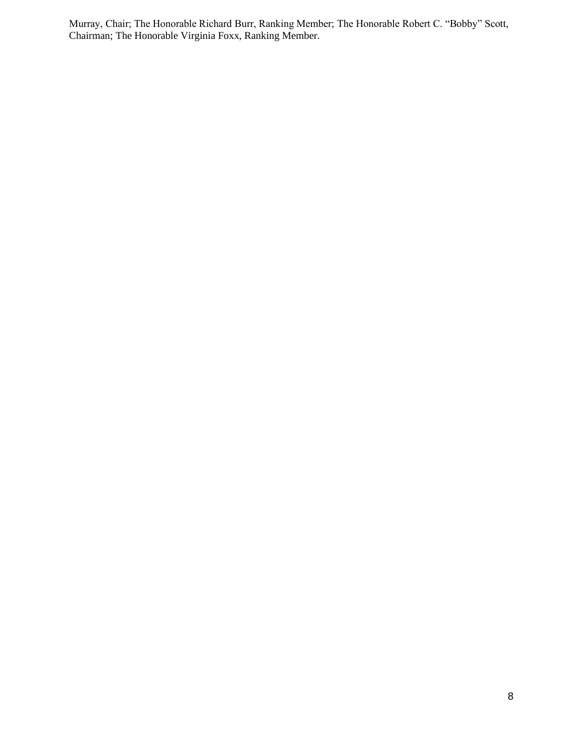Murray, Chair; The Honorable Richard Burr, Ranking Member; The Honorable Robert C. "Bobby" Scott, Chairman; The Honorable Virginia Foxx, Ranking Member.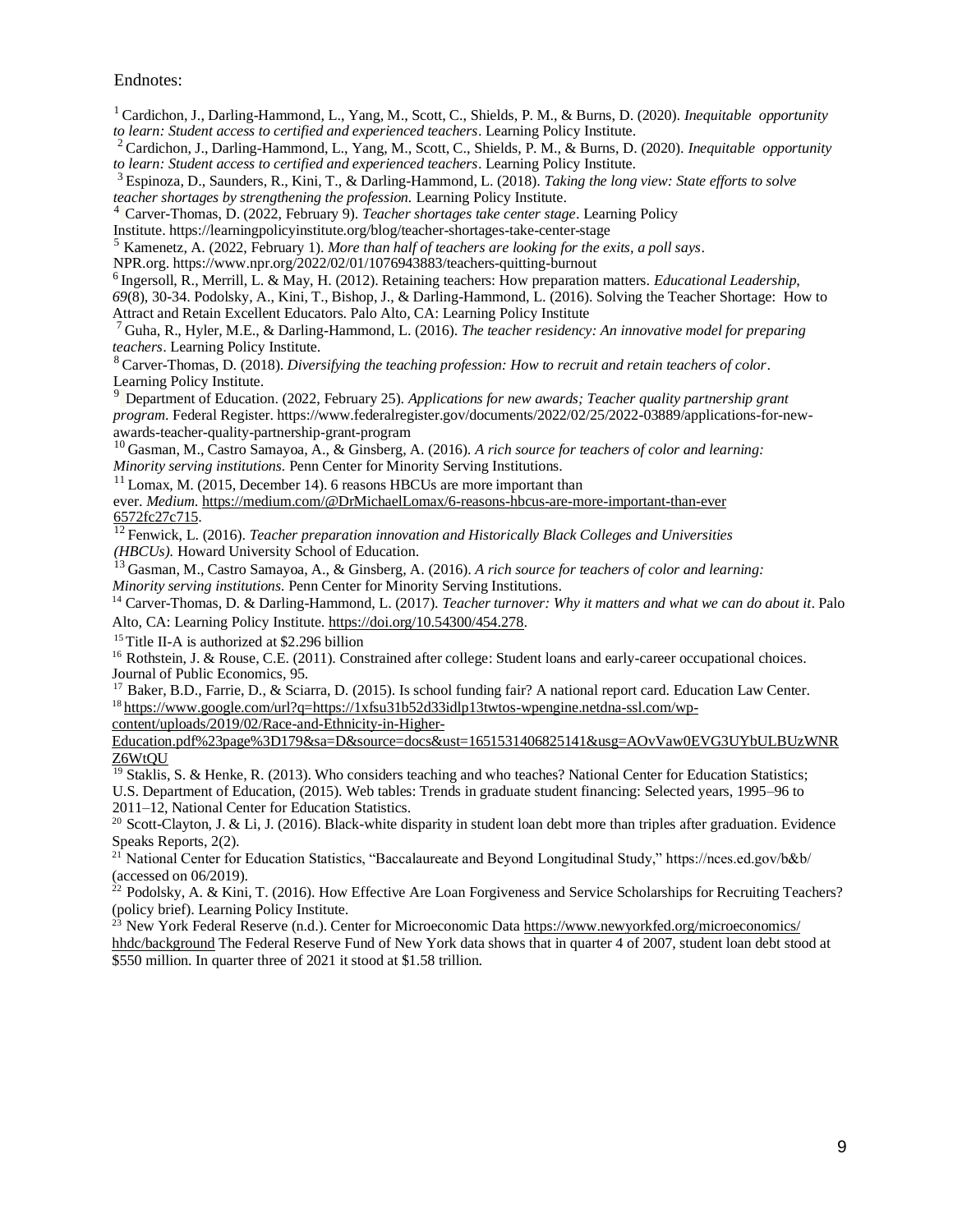Endnotes:

[1] Cardichon, J., Darling-Hammond, L., Yang, M., Scott, C., Shields, P. M., & Burns, D. (2020). *Inequitable opportunity to learn: Student access to certified and experienced teachers*. Learning Policy Institute.

[2] Cardichon, J., Darling-Hammond, L., Yang, M., Scott, C., Shields, P. M., & Burns, D. (2020). *Inequitable opportunity to learn: Student access to certified and experienced teachers*. Learning Policy Institute.

[3] Espinoza, D., Saunders, R., Kini, T., & Darling-Hammond, L. (2018). *Taking the long view: State efforts to solve teacher shortages by strengthening the profession.* Learning Policy Institute.

[4] Carver-Thomas, D. (2022, February 9). *Teacher shortages take center stage*. Learning Policy Institute. https://learningpolicyinstitute.org/blog/teacher-shortages-take-center-stage

[5] Kamenetz, A. (2022, February 1). *More than half of teachers are looking for the exits, a poll says*. NPR.org. https://www.npr.org/2022/02/01/1076943883/teachers-quitting-burnout

[6] Ingersoll, R., Merrill, L. & May, H. (2012). Retaining teachers: How preparation matters. *Educational Leadership, 69*(8), 30-34. Podolsky, A., Kini, T., Bishop, J., & Darling-Hammond, L. (2016). Solving the Teacher Shortage: How to Attract and Retain Excellent Educators. Palo Alto, CA: Learning Policy Institute

[7] Guha, R., Hyler, M.E., & Darling-Hammond, L. (2016). *The teacher residency: An innovative model for preparing teachers*. Learning Policy Institute.

[8] Carver-Thomas, D. (2018). *Diversifying the teaching profession: How to recruit and retain teachers of color*. Learning Policy Institute.

[9] Department of Education. (2022, February 25). *Applications for new awards; Teacher quality partnership grant program*. Federal Register. https://www.federalregister.gov/documents/2022/02/25/2022-03889/applications-for-new-awards-teacher-quality-partnership-grant-program

[10] Gasman, M., Castro Samayoa, A., & Ginsberg, A. (2016). *A rich source for teachers of color and learning: Minority serving institutions.* Penn Center for Minority Serving Institutions.

[11] Lomax, M. (2015, December 14). 6 reasons HBCUs are more important than ever. *Medium.* https://medium.com/@DrMichaelLomax/6-reasons-hbcus-are-more-important-than-ever 6572fc27c715.

[12] Fenwick, L. (2016). *Teacher preparation innovation and Historically Black Colleges and Universities (HBCUs).* Howard University School of Education.

[13] Gasman, M., Castro Samayoa, A., & Ginsberg, A. (2016). *A rich source for teachers of color and learning: Minority serving institutions.* Penn Center for Minority Serving Institutions.

[14] Carver-Thomas, D. & Darling-Hammond, L. (2017). *Teacher turnover: Why it matters and what we can do about it*. Palo Alto, CA: Learning Policy Institute. https://doi.org/10.54300/454.278.

[15] Title II-A is authorized at $2.296 billion

[16] Rothstein, J. & Rouse, C.E. (2011). Constrained after college: Student loans and early-career occupational choices. Journal of Public Economics, 95.

[17] Baker, B.D., Farrie, D., & Sciarra, D. (2015). Is school funding fair? A national report card. Education Law Center.

[18] https://www.google.com/url?q=https://1xfsu31b52d33idlp13twtos-wpengine.netdna-ssl.com/wp-content/uploads/2019/02/Race-and-Ethnicity-in-Higher-Education.pdf%23page%3D179&sa=D&source=docs&ust=1651531406825141&usg=AOvVaw0EVG3UYbULBUzWNRZ6WtQU

[19] Staklis, S. & Henke, R. (2013). Who considers teaching and who teaches? National Center for Education Statistics; U.S. Department of Education, (2015). Web tables: Trends in graduate student financing: Selected years, 1995–96 to 2011–12, National Center for Education Statistics.

[20] Scott-Clayton, J. & Li, J. (2016). Black-white disparity in student loan debt more than triples after graduation. Evidence Speaks Reports, 2(2).

[21] National Center for Education Statistics, "Baccalaureate and Beyond Longitudinal Study," https://nces.ed.gov/b&b/ (accessed on 06/2019).

[22] Podolsky, A. & Kini, T. (2016). How Effective Are Loan Forgiveness and Service Scholarships for Recruiting Teachers? (policy brief). Learning Policy Institute.

[23] New York Federal Reserve (n.d.). Center for Microeconomic Data https://www.newyorkfed.org/microeconomics/hhdc/background The Federal Reserve Fund of New York data shows that in quarter 4 of 2007, student loan debt stood at $550 million. In quarter three of 2021 it stood at $1.58 trillion.